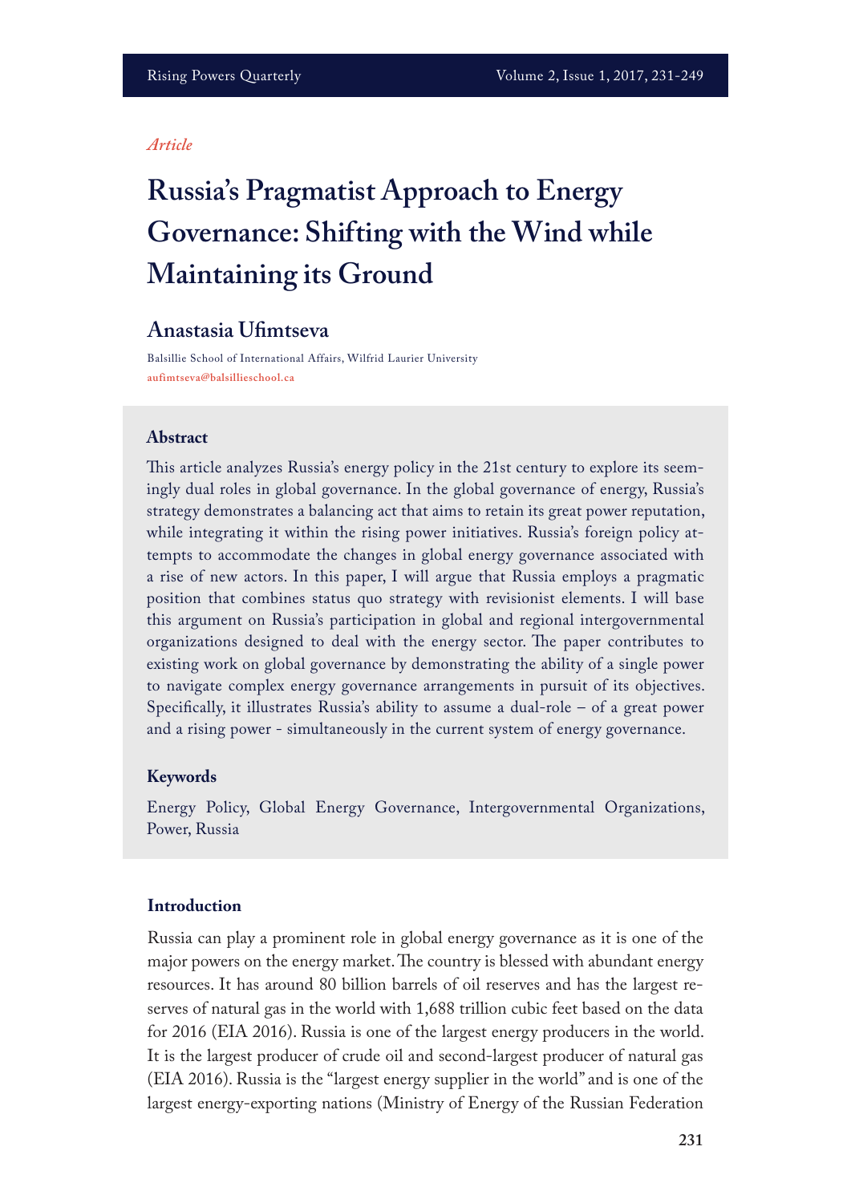*Article*

# Russia's Pragmatist Approach to Energy Governance: Shifting with the Wind while Maintaining its Ground

## Anastasia Ufimtseva

Balsillie School of International Affairs, Wilfrid Laurier University
aufimtseva@balsillieschool.ca

### Abstract

This article analyzes Russia's energy policy in the 21st century to explore its seemingly dual roles in global governance. In the global governance of energy, Russia's strategy demonstrates a balancing act that aims to retain its great power reputation, while integrating it within the rising power initiatives. Russia's foreign policy attempts to accommodate the changes in global energy governance associated with a rise of new actors. In this paper, I will argue that Russia employs a pragmatic position that combines status quo strategy with revisionist elements. I will base this argument on Russia's participation in global and regional intergovernmental organizations designed to deal with the energy sector. The paper contributes to existing work on global governance by demonstrating the ability of a single power to navigate complex energy governance arrangements in pursuit of its objectives. Specifically, it illustrates Russia's ability to assume a dual-role – of a great power and a rising power - simultaneously in the current system of energy governance.

### Keywords

Energy Policy, Global Energy Governance, Intergovernmental Organizations, Power, Russia

### Introduction

Russia can play a prominent role in global energy governance as it is one of the major powers on the energy market. The country is blessed with abundant energy resources. It has around 80 billion barrels of oil reserves and has the largest reserves of natural gas in the world with 1,688 trillion cubic feet based on the data for 2016 (EIA 2016). Russia is one of the largest energy producers in the world. It is the largest producer of crude oil and second-largest producer of natural gas (EIA 2016). Russia is the "largest energy supplier in the world" and is one of the largest energy-exporting nations (Ministry of Energy of the Russian Federation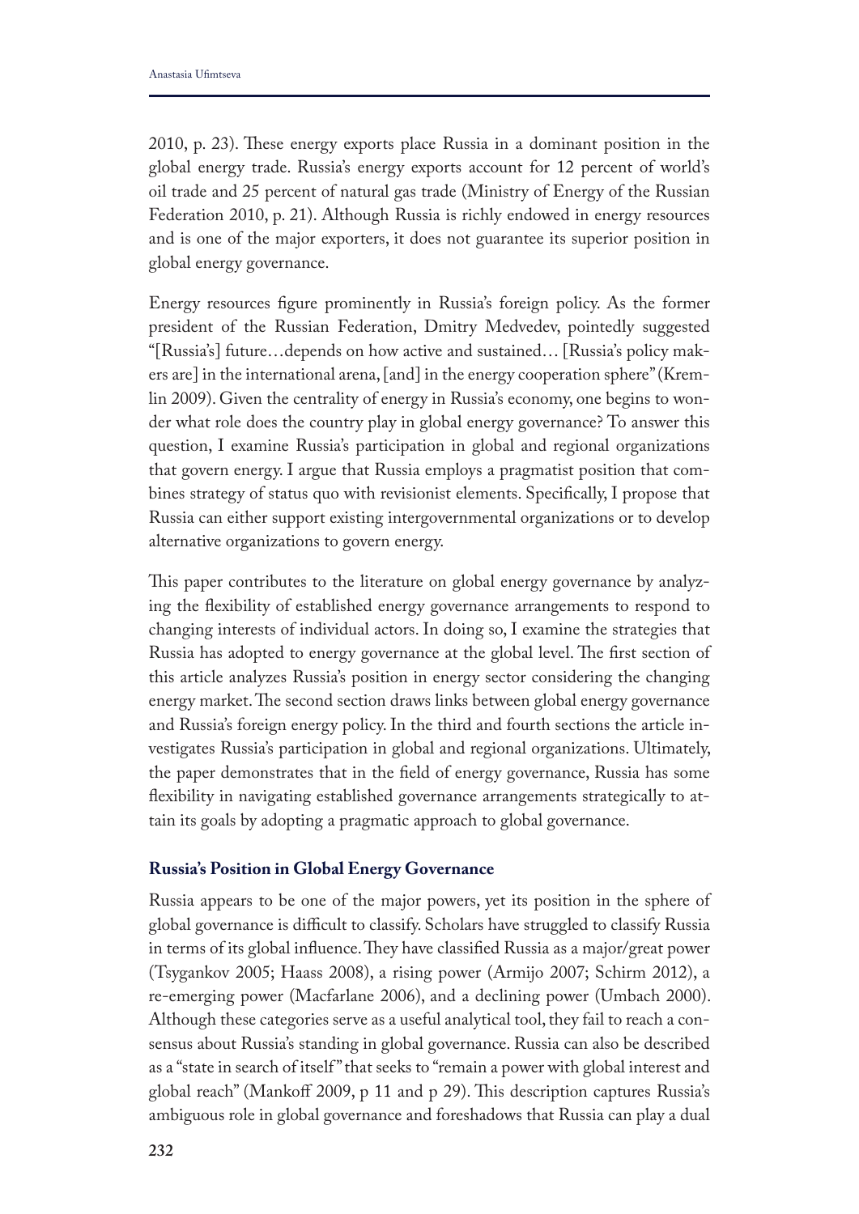2010, p. 23). These energy exports place Russia in a dominant position in the global energy trade. Russia's energy exports account for 12 percent of world's oil trade and 25 percent of natural gas trade (Ministry of Energy of the Russian Federation 2010, p. 21). Although Russia is richly endowed in energy resources and is one of the major exporters, it does not guarantee its superior position in global energy governance.

Energy resources figure prominently in Russia's foreign policy. As the former president of the Russian Federation, Dmitry Medvedev, pointedly suggested "[Russia's] future…depends on how active and sustained… [Russia's policy makers are] in the international arena, [and] in the energy cooperation sphere" (Kremlin 2009). Given the centrality of energy in Russia's economy, one begins to wonder what role does the country play in global energy governance? To answer this question, I examine Russia's participation in global and regional organizations that govern energy. I argue that Russia employs a pragmatist position that combines strategy of status quo with revisionist elements. Specifically, I propose that Russia can either support existing intergovernmental organizations or to develop alternative organizations to govern energy.

This paper contributes to the literature on global energy governance by analyzing the flexibility of established energy governance arrangements to respond to changing interests of individual actors. In doing so, I examine the strategies that Russia has adopted to energy governance at the global level. The first section of this article analyzes Russia's position in energy sector considering the changing energy market. The second section draws links between global energy governance and Russia's foreign energy policy. In the third and fourth sections the article investigates Russia's participation in global and regional organizations. Ultimately, the paper demonstrates that in the field of energy governance, Russia has some flexibility in navigating established governance arrangements strategically to attain its goals by adopting a pragmatic approach to global governance.

## Russia's Position in Global Energy Governance

Russia appears to be one of the major powers, yet its position in the sphere of global governance is difficult to classify. Scholars have struggled to classify Russia in terms of its global influence. They have classified Russia as a major/great power (Tsygankov 2005; Haass 2008), a rising power (Armijo 2007; Schirm 2012), a re-emerging power (Macfarlane 2006), and a declining power (Umbach 2000). Although these categories serve as a useful analytical tool, they fail to reach a consensus about Russia's standing in global governance. Russia can also be described as a "state in search of itself" that seeks to "remain a power with global interest and global reach" (Mankoff 2009, p 11 and p 29). This description captures Russia's ambiguous role in global governance and foreshadows that Russia can play a dual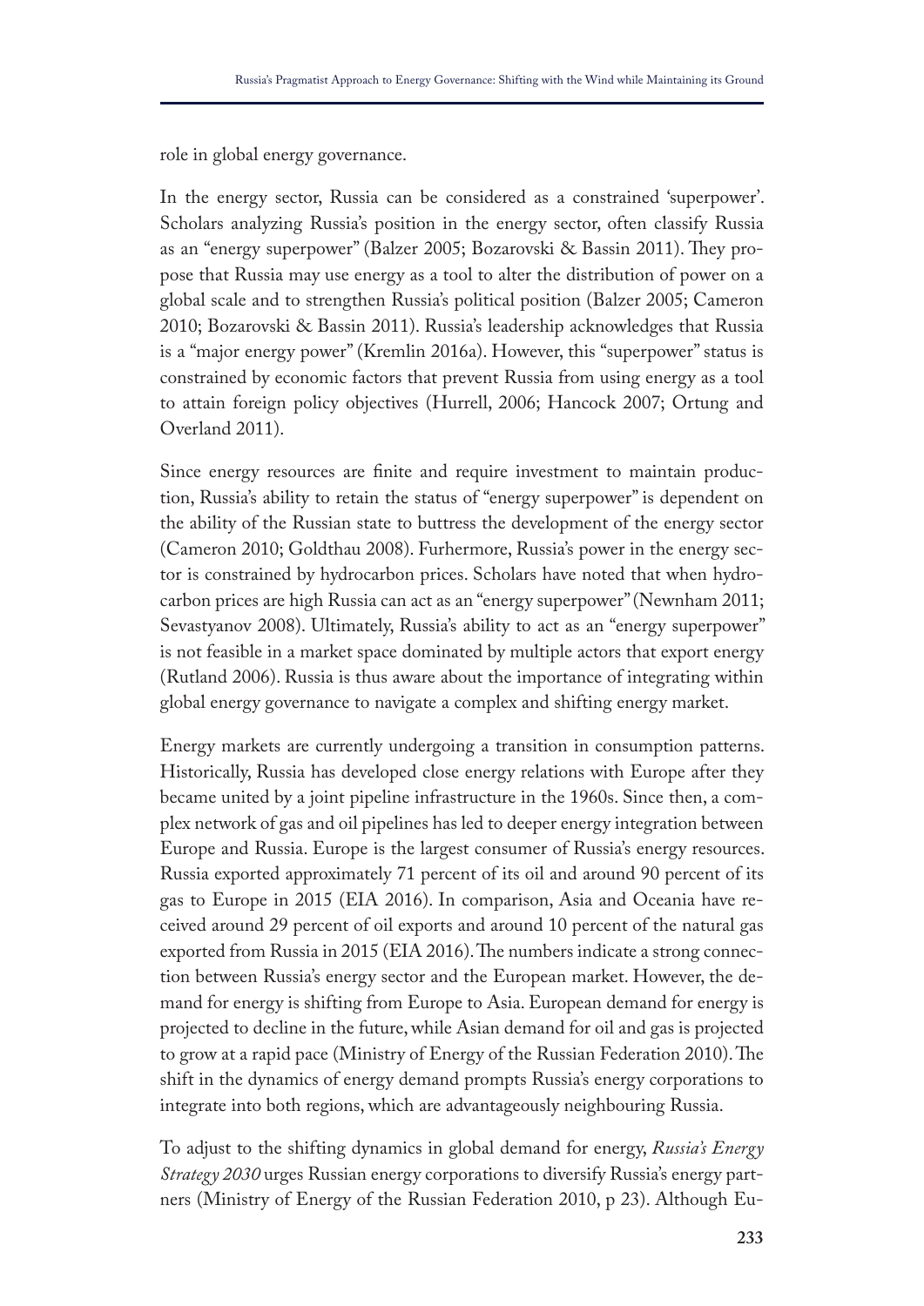role in global energy governance.

In the energy sector, Russia can be considered as a constrained 'superpower'. Scholars analyzing Russia's position in the energy sector, often classify Russia as an "energy superpower" (Balzer 2005; Bozarovski & Bassin 2011). They propose that Russia may use energy as a tool to alter the distribution of power on a global scale and to strengthen Russia's political position (Balzer 2005; Cameron 2010; Bozarovski & Bassin 2011). Russia's leadership acknowledges that Russia is a "major energy power" (Kremlin 2016a). However, this "superpower" status is constrained by economic factors that prevent Russia from using energy as a tool to attain foreign policy objectives (Hurrell, 2006; Hancock 2007; Ortung and Overland 2011).

Since energy resources are finite and require investment to maintain production, Russia's ability to retain the status of "energy superpower" is dependent on the ability of the Russian state to buttress the development of the energy sector (Cameron 2010; Goldthau 2008). Furhermore, Russia's power in the energy sector is constrained by hydrocarbon prices. Scholars have noted that when hydrocarbon prices are high Russia can act as an "energy superpower" (Newnham 2011; Sevastyanov 2008). Ultimately, Russia's ability to act as an "energy superpower" is not feasible in a market space dominated by multiple actors that export energy (Rutland 2006). Russia is thus aware about the importance of integrating within global energy governance to navigate a complex and shifting energy market.

Energy markets are currently undergoing a transition in consumption patterns. Historically, Russia has developed close energy relations with Europe after they became united by a joint pipeline infrastructure in the 1960s. Since then, a complex network of gas and oil pipelines has led to deeper energy integration between Europe and Russia. Europe is the largest consumer of Russia's energy resources. Russia exported approximately 71 percent of its oil and around 90 percent of its gas to Europe in 2015 (EIA 2016). In comparison, Asia and Oceania have received around 29 percent of oil exports and around 10 percent of the natural gas exported from Russia in 2015 (EIA 2016). The numbers indicate a strong connection between Russia's energy sector and the European market. However, the demand for energy is shifting from Europe to Asia. European demand for energy is projected to decline in the future, while Asian demand for oil and gas is projected to grow at a rapid pace (Ministry of Energy of the Russian Federation 2010). The shift in the dynamics of energy demand prompts Russia's energy corporations to integrate into both regions, which are advantageously neighbouring Russia.

To adjust to the shifting dynamics in global demand for energy, *Russia's Energy Strategy 2030* urges Russian energy corporations to diversify Russia's energy partners (Ministry of Energy of the Russian Federation 2010, p 23). Although Eu-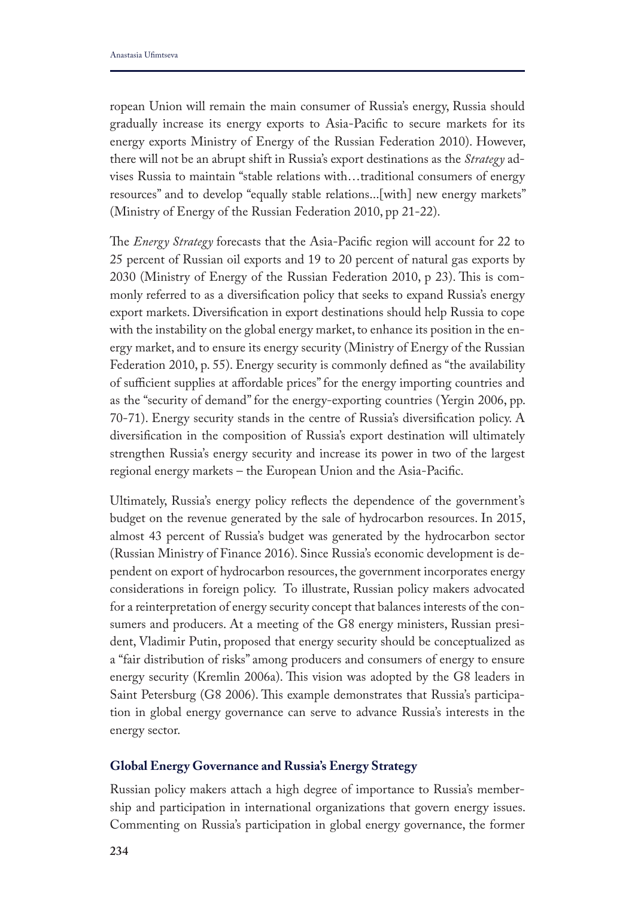ropean Union will remain the main consumer of Russia's energy, Russia should gradually increase its energy exports to Asia-Pacific to secure markets for its energy exports Ministry of Energy of the Russian Federation 2010). However, there will not be an abrupt shift in Russia's export destinations as the *Strategy* advises Russia to maintain "stable relations with…traditional consumers of energy resources" and to develop "equally stable relations...[with] new energy markets" (Ministry of Energy of the Russian Federation 2010, pp 21-22).

The *Energy Strategy* forecasts that the Asia-Pacific region will account for 22 to 25 percent of Russian oil exports and 19 to 20 percent of natural gas exports by 2030 (Ministry of Energy of the Russian Federation 2010, p 23). This is commonly referred to as a diversification policy that seeks to expand Russia's energy export markets. Diversification in export destinations should help Russia to cope with the instability on the global energy market, to enhance its position in the energy market, and to ensure its energy security (Ministry of Energy of the Russian Federation 2010, p. 55). Energy security is commonly defined as "the availability of sufficient supplies at affordable prices" for the energy importing countries and as the "security of demand" for the energy-exporting countries (Yergin 2006, pp. 70-71). Energy security stands in the centre of Russia's diversification policy. A diversification in the composition of Russia's export destination will ultimately strengthen Russia's energy security and increase its power in two of the largest regional energy markets – the European Union and the Asia-Pacific.

Ultimately, Russia's energy policy reflects the dependence of the government's budget on the revenue generated by the sale of hydrocarbon resources. In 2015, almost 43 percent of Russia's budget was generated by the hydrocarbon sector (Russian Ministry of Finance 2016). Since Russia's economic development is dependent on export of hydrocarbon resources, the government incorporates energy considerations in foreign policy. To illustrate, Russian policy makers advocated for a reinterpretation of energy security concept that balances interests of the consumers and producers. At a meeting of the G8 energy ministers, Russian president, Vladimir Putin, proposed that energy security should be conceptualized as a "fair distribution of risks" among producers and consumers of energy to ensure energy security (Kremlin 2006a). This vision was adopted by the G8 leaders in Saint Petersburg (G8 2006). This example demonstrates that Russia's participation in global energy governance can serve to advance Russia's interests in the energy sector.

## Global Energy Governance and Russia's Energy Strategy

Russian policy makers attach a high degree of importance to Russia's membership and participation in international organizations that govern energy issues. Commenting on Russia's participation in global energy governance, the former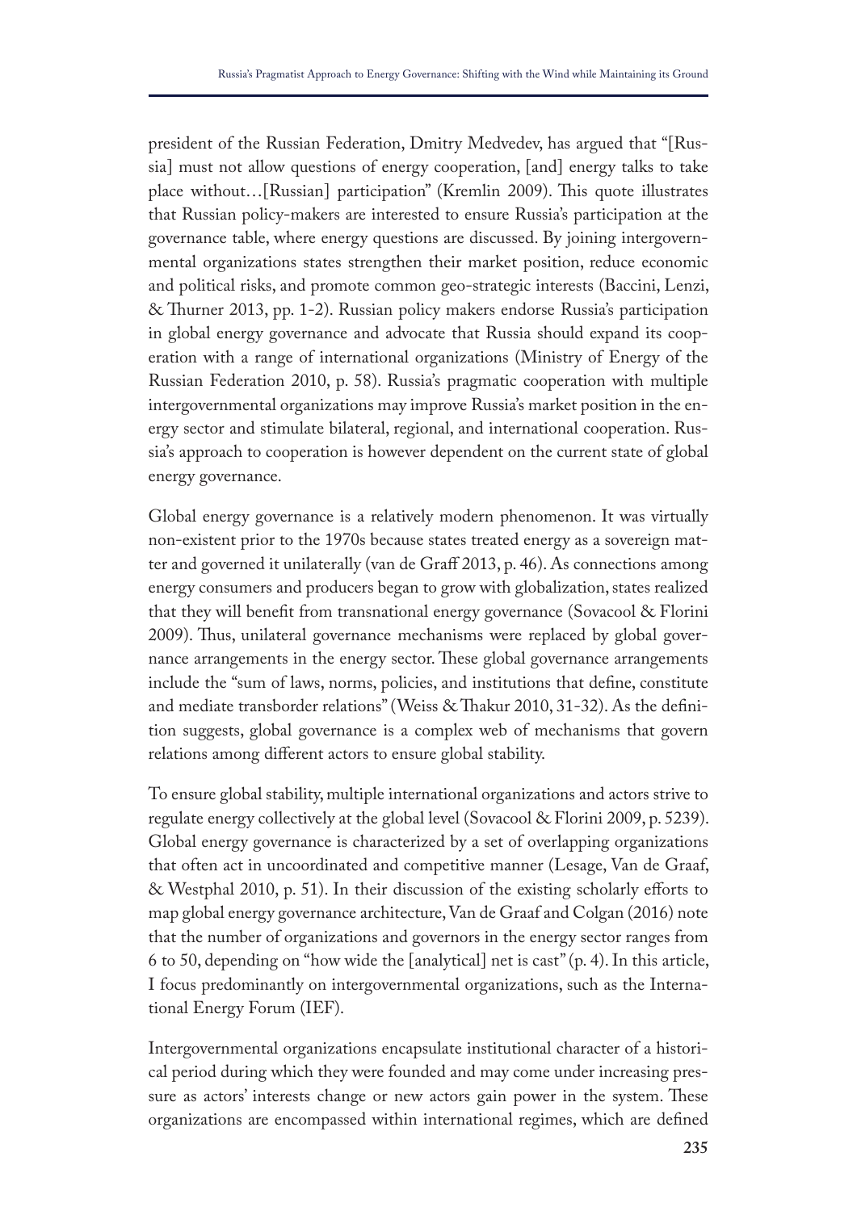president of the Russian Federation, Dmitry Medvedev, has argued that "[Russia] must not allow questions of energy cooperation, [and] energy talks to take place without…[Russian] participation" (Kremlin 2009). This quote illustrates that Russian policy-makers are interested to ensure Russia's participation at the governance table, where energy questions are discussed. By joining intergovernmental organizations states strengthen their market position, reduce economic and political risks, and promote common geo-strategic interests (Baccini, Lenzi, & Thurner 2013, pp. 1-2). Russian policy makers endorse Russia's participation in global energy governance and advocate that Russia should expand its cooperation with a range of international organizations (Ministry of Energy of the Russian Federation 2010, p. 58). Russia's pragmatic cooperation with multiple intergovernmental organizations may improve Russia's market position in the energy sector and stimulate bilateral, regional, and international cooperation. Russia's approach to cooperation is however dependent on the current state of global energy governance.

Global energy governance is a relatively modern phenomenon. It was virtually non-existent prior to the 1970s because states treated energy as a sovereign matter and governed it unilaterally (van de Graff 2013, p. 46). As connections among energy consumers and producers began to grow with globalization, states realized that they will benefit from transnational energy governance (Sovacool & Florini 2009). Thus, unilateral governance mechanisms were replaced by global governance arrangements in the energy sector. These global governance arrangements include the "sum of laws, norms, policies, and institutions that define, constitute and mediate transborder relations" (Weiss & Thakur 2010, 31-32). As the definition suggests, global governance is a complex web of mechanisms that govern relations among different actors to ensure global stability.

To ensure global stability, multiple international organizations and actors strive to regulate energy collectively at the global level (Sovacool & Florini 2009, p. 5239). Global energy governance is characterized by a set of overlapping organizations that often act in uncoordinated and competitive manner (Lesage, Van de Graaf, & Westphal 2010, p. 51). In their discussion of the existing scholarly efforts to map global energy governance architecture, Van de Graaf and Colgan (2016) note that the number of organizations and governors in the energy sector ranges from 6 to 50, depending on "how wide the [analytical] net is cast" (p. 4). In this article, I focus predominantly on intergovernmental organizations, such as the International Energy Forum (IEF).

Intergovernmental organizations encapsulate institutional character of a historical period during which they were founded and may come under increasing pressure as actors' interests change or new actors gain power in the system. These organizations are encompassed within international regimes, which are defined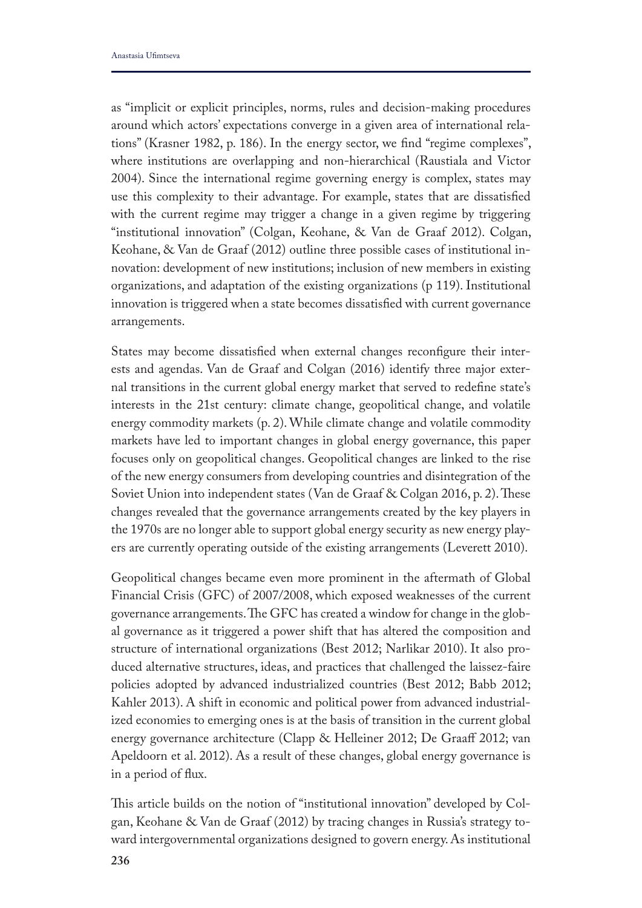as "implicit or explicit principles, norms, rules and decision-making procedures around which actors' expectations converge in a given area of international relations" (Krasner 1982, p. 186). In the energy sector, we find "regime complexes", where institutions are overlapping and non-hierarchical (Raustiala and Victor 2004). Since the international regime governing energy is complex, states may use this complexity to their advantage. For example, states that are dissatisfied with the current regime may trigger a change in a given regime by triggering "institutional innovation" (Colgan, Keohane, & Van de Graaf 2012). Colgan, Keohane, & Van de Graaf (2012) outline three possible cases of institutional innovation: development of new institutions; inclusion of new members in existing organizations, and adaptation of the existing organizations (p 119). Institutional innovation is triggered when a state becomes dissatisfied with current governance arrangements.

States may become dissatisfied when external changes reconfigure their interests and agendas. Van de Graaf and Colgan (2016) identify three major external transitions in the current global energy market that served to redefine state's interests in the 21st century: climate change, geopolitical change, and volatile energy commodity markets (p. 2). While climate change and volatile commodity markets have led to important changes in global energy governance, this paper focuses only on geopolitical changes. Geopolitical changes are linked to the rise of the new energy consumers from developing countries and disintegration of the Soviet Union into independent states (Van de Graaf & Colgan 2016, p. 2). These changes revealed that the governance arrangements created by the key players in the 1970s are no longer able to support global energy security as new energy players are currently operating outside of the existing arrangements (Leverett 2010).

Geopolitical changes became even more prominent in the aftermath of Global Financial Crisis (GFC) of 2007/2008, which exposed weaknesses of the current governance arrangements. The GFC has created a window for change in the global governance as it triggered a power shift that has altered the composition and structure of international organizations (Best 2012; Narlikar 2010). It also produced alternative structures, ideas, and practices that challenged the laissez-faire policies adopted by advanced industrialized countries (Best 2012; Babb 2012; Kahler 2013). A shift in economic and political power from advanced industrialized economies to emerging ones is at the basis of transition in the current global energy governance architecture (Clapp & Helleiner 2012; De Graaff 2012; van Apeldoorn et al. 2012). As a result of these changes, global energy governance is in a period of flux.

This article builds on the notion of "institutional innovation" developed by Colgan, Keohane & Van de Graaf (2012) by tracing changes in Russia's strategy toward intergovernmental organizations designed to govern energy. As institutional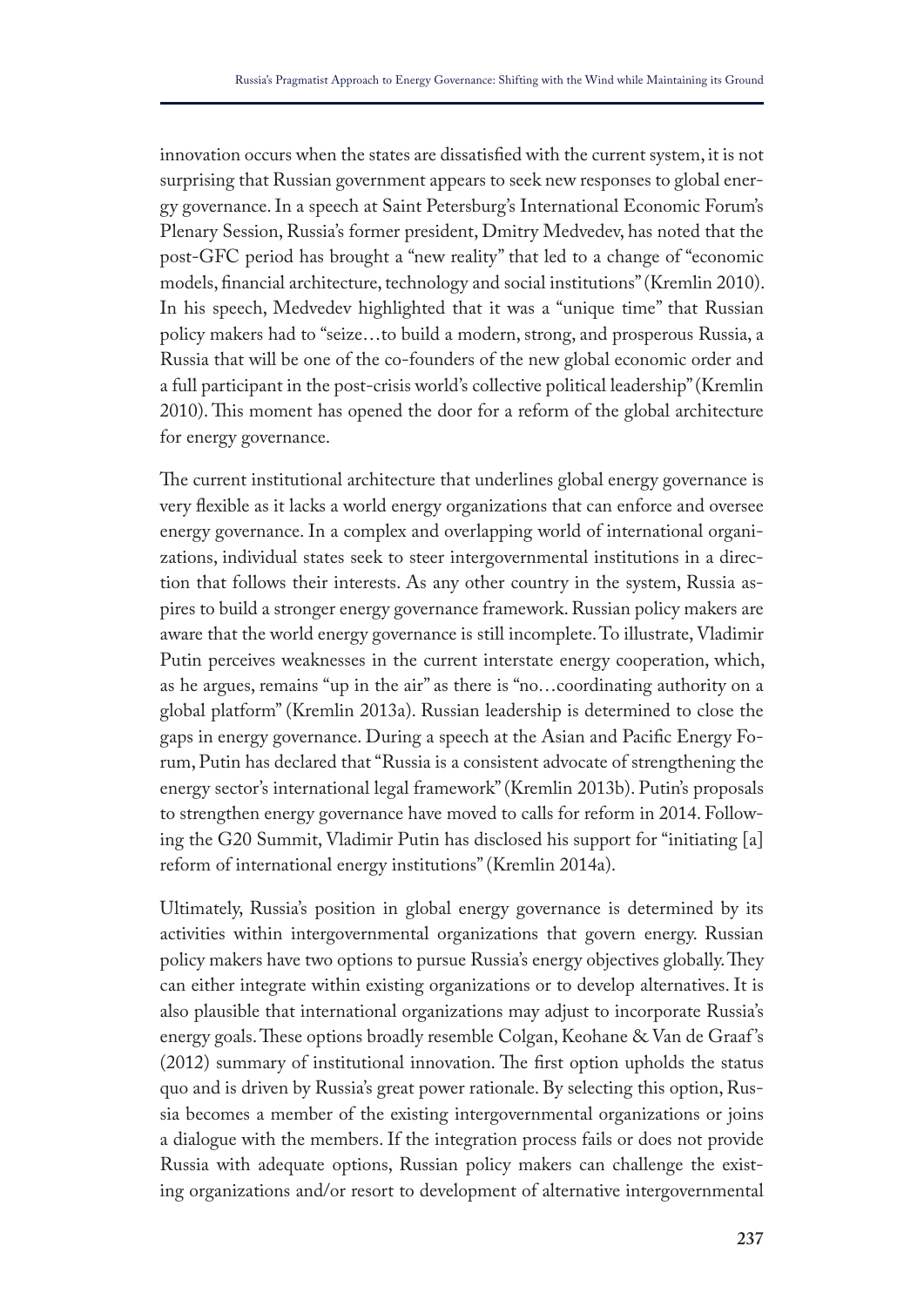innovation occurs when the states are dissatisfied with the current system, it is not surprising that Russian government appears to seek new responses to global energy governance. In a speech at Saint Petersburg's International Economic Forum's Plenary Session, Russia's former president, Dmitry Medvedev, has noted that the post-GFC period has brought a "new reality" that led to a change of "economic models, financial architecture, technology and social institutions" (Kremlin 2010). In his speech, Medvedev highlighted that it was a "unique time" that Russian policy makers had to "seize…to build a modern, strong, and prosperous Russia, a Russia that will be one of the co-founders of the new global economic order and a full participant in the post-crisis world's collective political leadership" (Kremlin 2010). This moment has opened the door for a reform of the global architecture for energy governance.

The current institutional architecture that underlines global energy governance is very flexible as it lacks a world energy organizations that can enforce and oversee energy governance. In a complex and overlapping world of international organizations, individual states seek to steer intergovernmental institutions in a direction that follows their interests. As any other country in the system, Russia aspires to build a stronger energy governance framework. Russian policy makers are aware that the world energy governance is still incomplete. To illustrate, Vladimir Putin perceives weaknesses in the current interstate energy cooperation, which, as he argues, remains "up in the air" as there is "no…coordinating authority on a global platform" (Kremlin 2013a). Russian leadership is determined to close the gaps in energy governance. During a speech at the Asian and Pacific Energy Forum, Putin has declared that "Russia is a consistent advocate of strengthening the energy sector's international legal framework" (Kremlin 2013b). Putin's proposals to strengthen energy governance have moved to calls for reform in 2014. Following the G20 Summit, Vladimir Putin has disclosed his support for "initiating [a] reform of international energy institutions" (Kremlin 2014a).

Ultimately, Russia's position in global energy governance is determined by its activities within intergovernmental organizations that govern energy. Russian policy makers have two options to pursue Russia's energy objectives globally. They can either integrate within existing organizations or to develop alternatives. It is also plausible that international organizations may adjust to incorporate Russia's energy goals. These options broadly resemble Colgan, Keohane & Van de Graaf's (2012) summary of institutional innovation. The first option upholds the status quo and is driven by Russia's great power rationale. By selecting this option, Russia becomes a member of the existing intergovernmental organizations or joins a dialogue with the members. If the integration process fails or does not provide Russia with adequate options, Russian policy makers can challenge the existing organizations and/or resort to development of alternative intergovernmental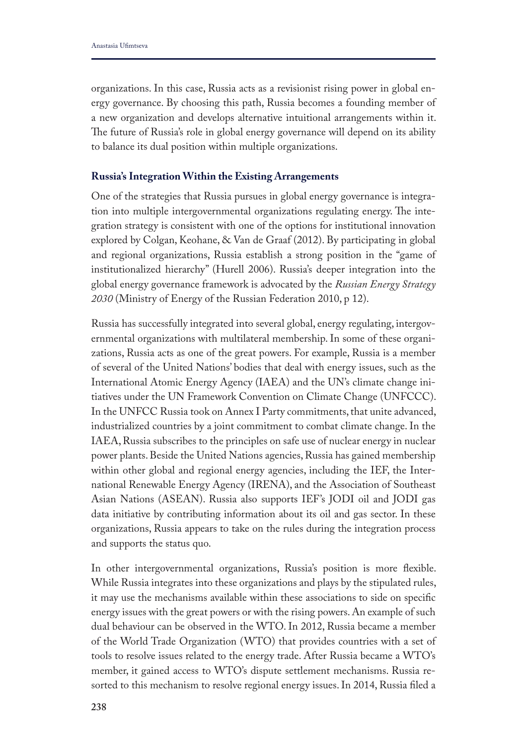organizations. In this case, Russia acts as a revisionist rising power in global energy governance. By choosing this path, Russia becomes a founding member of a new organization and develops alternative intuitional arrangements within it. The future of Russia's role in global energy governance will depend on its ability to balance its dual position within multiple organizations.

## Russia's Integration Within the Existing Arrangements

One of the strategies that Russia pursues in global energy governance is integration into multiple intergovernmental organizations regulating energy. The integration strategy is consistent with one of the options for institutional innovation explored by Colgan, Keohane, & Van de Graaf (2012). By participating in global and regional organizations, Russia establish a strong position in the "game of institutionalized hierarchy" (Hurell 2006). Russia's deeper integration into the global energy governance framework is advocated by the *Russian Energy Strategy 2030* (Ministry of Energy of the Russian Federation 2010, p 12).

Russia has successfully integrated into several global, energy regulating, intergovernmental organizations with multilateral membership. In some of these organizations, Russia acts as one of the great powers. For example, Russia is a member of several of the United Nations' bodies that deal with energy issues, such as the International Atomic Energy Agency (IAEA) and the UN's climate change initiatives under the UN Framework Convention on Climate Change (UNFCCC). In the UNFCC Russia took on Annex I Party commitments, that unite advanced, industrialized countries by a joint commitment to combat climate change. In the IAEA, Russia subscribes to the principles on safe use of nuclear energy in nuclear power plants. Beside the United Nations agencies, Russia has gained membership within other global and regional energy agencies, including the IEF, the International Renewable Energy Agency (IRENA), and the Association of Southeast Asian Nations (ASEAN). Russia also supports IEF's JODI oil and JODI gas data initiative by contributing information about its oil and gas sector. In these organizations, Russia appears to take on the rules during the integration process and supports the status quo.

In other intergovernmental organizations, Russia's position is more flexible. While Russia integrates into these organizations and plays by the stipulated rules, it may use the mechanisms available within these associations to side on specific energy issues with the great powers or with the rising powers. An example of such dual behaviour can be observed in the WTO. In 2012, Russia became a member of the World Trade Organization (WTO) that provides countries with a set of tools to resolve issues related to the energy trade. After Russia became a WTO's member, it gained access to WTO's dispute settlement mechanisms. Russia resorted to this mechanism to resolve regional energy issues. In 2014, Russia filed a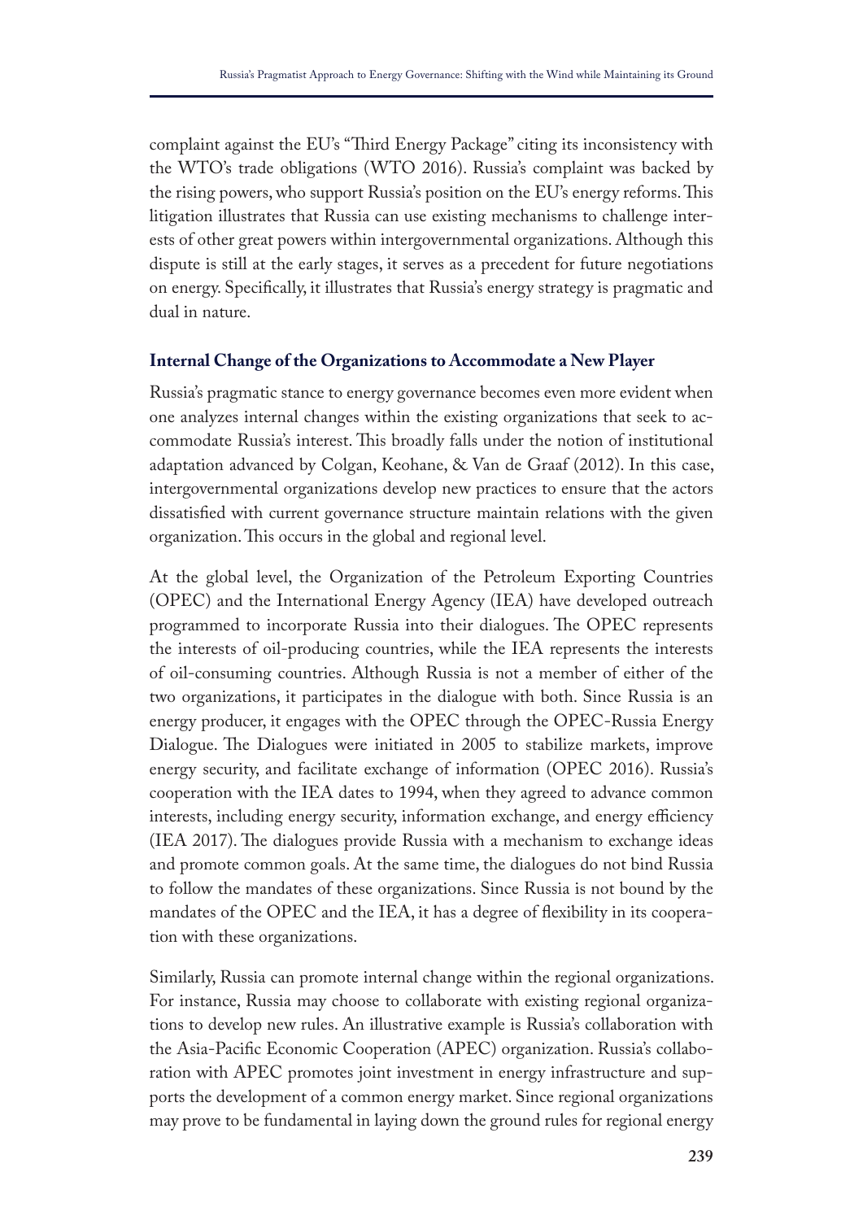complaint against the EU's "Third Energy Package" citing its inconsistency with the WTO's trade obligations (WTO 2016). Russia's complaint was backed by the rising powers, who support Russia's position on the EU's energy reforms. This litigation illustrates that Russia can use existing mechanisms to challenge interests of other great powers within intergovernmental organizations. Although this dispute is still at the early stages, it serves as a precedent for future negotiations on energy. Specifically, it illustrates that Russia's energy strategy is pragmatic and dual in nature.

### Internal Change of the Organizations to Accommodate a New Player

Russia's pragmatic stance to energy governance becomes even more evident when one analyzes internal changes within the existing organizations that seek to accommodate Russia's interest. This broadly falls under the notion of institutional adaptation advanced by Colgan, Keohane, & Van de Graaf (2012). In this case, intergovernmental organizations develop new practices to ensure that the actors dissatisfied with current governance structure maintain relations with the given organization. This occurs in the global and regional level.

At the global level, the Organization of the Petroleum Exporting Countries (OPEC) and the International Energy Agency (IEA) have developed outreach programmed to incorporate Russia into their dialogues. The OPEC represents the interests of oil-producing countries, while the IEA represents the interests of oil-consuming countries. Although Russia is not a member of either of the two organizations, it participates in the dialogue with both. Since Russia is an energy producer, it engages with the OPEC through the OPEC-Russia Energy Dialogue. The Dialogues were initiated in 2005 to stabilize markets, improve energy security, and facilitate exchange of information (OPEC 2016). Russia's cooperation with the IEA dates to 1994, when they agreed to advance common interests, including energy security, information exchange, and energy efficiency (IEA 2017). The dialogues provide Russia with a mechanism to exchange ideas and promote common goals. At the same time, the dialogues do not bind Russia to follow the mandates of these organizations. Since Russia is not bound by the mandates of the OPEC and the IEA, it has a degree of flexibility in its cooperation with these organizations.

Similarly, Russia can promote internal change within the regional organizations. For instance, Russia may choose to collaborate with existing regional organizations to develop new rules. An illustrative example is Russia's collaboration with the Asia-Pacific Economic Cooperation (APEC) organization. Russia's collaboration with APEC promotes joint investment in energy infrastructure and supports the development of a common energy market. Since regional organizations may prove to be fundamental in laying down the ground rules for regional energy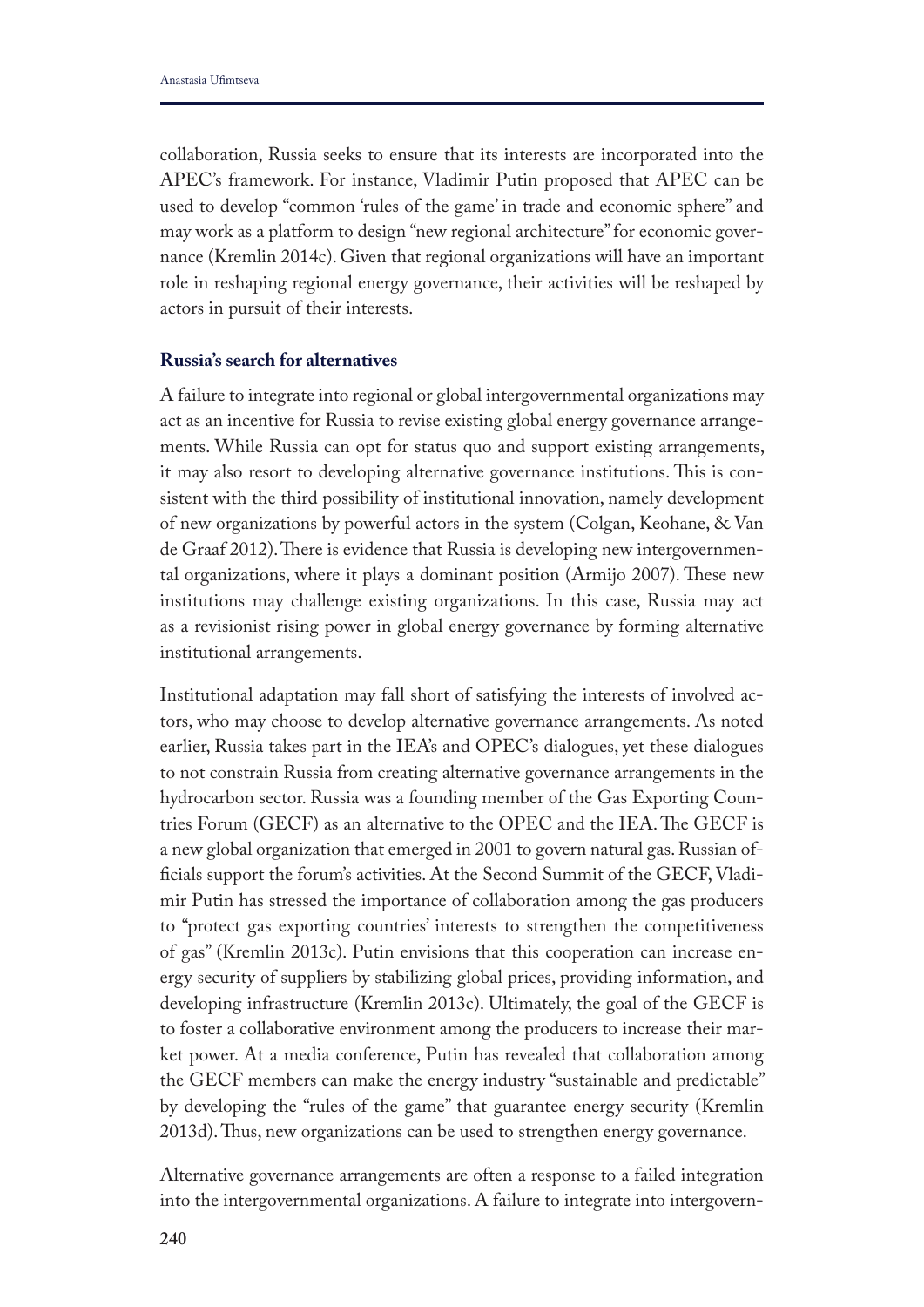collaboration, Russia seeks to ensure that its interests are incorporated into the APEC's framework. For instance, Vladimir Putin proposed that APEC can be used to develop "common 'rules of the game' in trade and economic sphere" and may work as a platform to design "new regional architecture" for economic governance (Kremlin 2014c). Given that regional organizations will have an important role in reshaping regional energy governance, their activities will be reshaped by actors in pursuit of their interests.

### Russia's search for alternatives

A failure to integrate into regional or global intergovernmental organizations may act as an incentive for Russia to revise existing global energy governance arrangements. While Russia can opt for status quo and support existing arrangements, it may also resort to developing alternative governance institutions. This is consistent with the third possibility of institutional innovation, namely development of new organizations by powerful actors in the system (Colgan, Keohane, & Van de Graaf 2012). There is evidence that Russia is developing new intergovernmental organizations, where it plays a dominant position (Armijo 2007). These new institutions may challenge existing organizations. In this case, Russia may act as a revisionist rising power in global energy governance by forming alternative institutional arrangements.

Institutional adaptation may fall short of satisfying the interests of involved actors, who may choose to develop alternative governance arrangements. As noted earlier, Russia takes part in the IEA's and OPEC's dialogues, yet these dialogues to not constrain Russia from creating alternative governance arrangements in the hydrocarbon sector. Russia was a founding member of the Gas Exporting Countries Forum (GECF) as an alternative to the OPEC and the IEA. The GECF is a new global organization that emerged in 2001 to govern natural gas. Russian officials support the forum's activities. At the Second Summit of the GECF, Vladimir Putin has stressed the importance of collaboration among the gas producers to "protect gas exporting countries' interests to strengthen the competitiveness of gas" (Kremlin 2013c). Putin envisions that this cooperation can increase energy security of suppliers by stabilizing global prices, providing information, and developing infrastructure (Kremlin 2013c). Ultimately, the goal of the GECF is to foster a collaborative environment among the producers to increase their market power. At a media conference, Putin has revealed that collaboration among the GECF members can make the energy industry "sustainable and predictable" by developing the "rules of the game" that guarantee energy security (Kremlin 2013d). Thus, new organizations can be used to strengthen energy governance.

Alternative governance arrangements are often a response to a failed integration into the intergovernmental organizations. A failure to integrate into intergovern-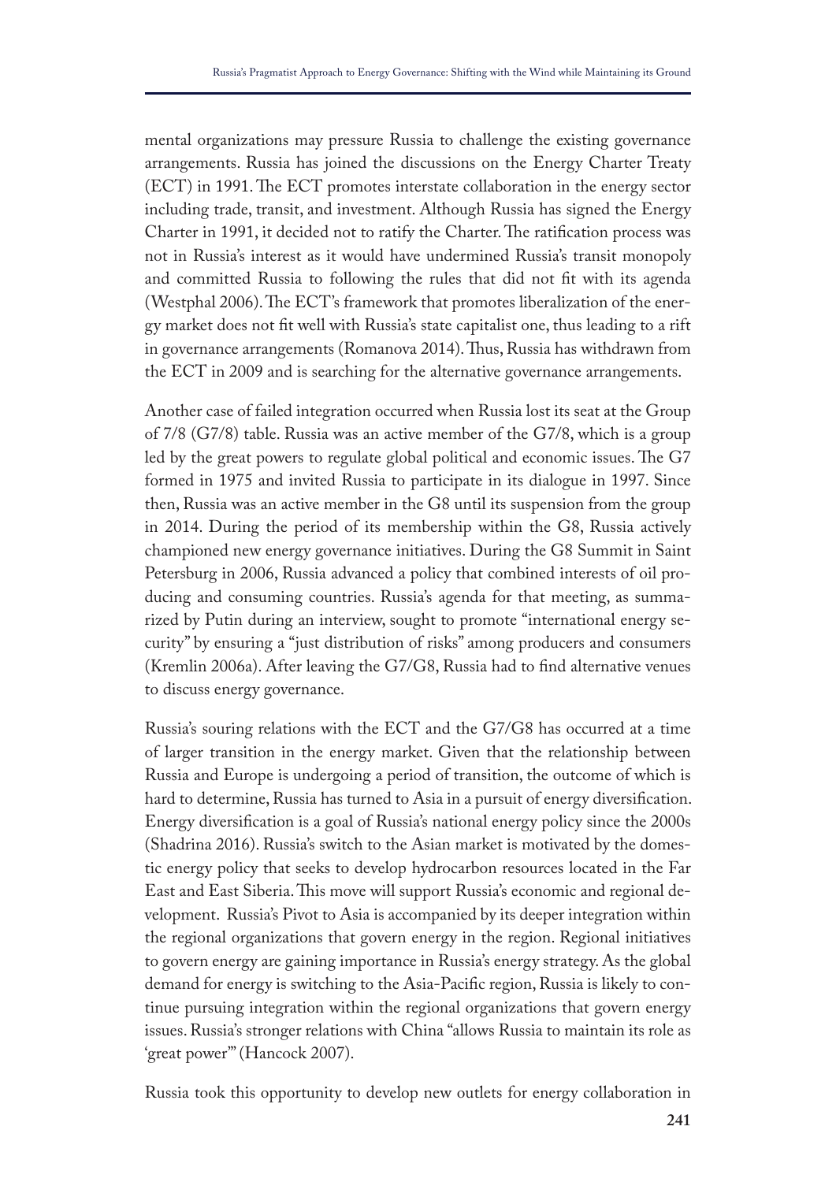mental organizations may pressure Russia to challenge the existing governance arrangements. Russia has joined the discussions on the Energy Charter Treaty (ECT) in 1991. The ECT promotes interstate collaboration in the energy sector including trade, transit, and investment. Although Russia has signed the Energy Charter in 1991, it decided not to ratify the Charter. The ratification process was not in Russia's interest as it would have undermined Russia's transit monopoly and committed Russia to following the rules that did not fit with its agenda (Westphal 2006). The ECT's framework that promotes liberalization of the energy market does not fit well with Russia's state capitalist one, thus leading to a rift in governance arrangements (Romanova 2014). Thus, Russia has withdrawn from the ECT in 2009 and is searching for the alternative governance arrangements.

Another case of failed integration occurred when Russia lost its seat at the Group of 7/8 (G7/8) table. Russia was an active member of the G7/8, which is a group led by the great powers to regulate global political and economic issues. The G7 formed in 1975 and invited Russia to participate in its dialogue in 1997. Since then, Russia was an active member in the G8 until its suspension from the group in 2014. During the period of its membership within the G8, Russia actively championed new energy governance initiatives. During the G8 Summit in Saint Petersburg in 2006, Russia advanced a policy that combined interests of oil producing and consuming countries. Russia's agenda for that meeting, as summarized by Putin during an interview, sought to promote "international energy security" by ensuring a "just distribution of risks" among producers and consumers (Kremlin 2006a). After leaving the G7/G8, Russia had to find alternative venues to discuss energy governance.

Russia's souring relations with the ECT and the G7/G8 has occurred at a time of larger transition in the energy market. Given that the relationship between Russia and Europe is undergoing a period of transition, the outcome of which is hard to determine, Russia has turned to Asia in a pursuit of energy diversification. Energy diversification is a goal of Russia's national energy policy since the 2000s (Shadrina 2016). Russia's switch to the Asian market is motivated by the domestic energy policy that seeks to develop hydrocarbon resources located in the Far East and East Siberia. This move will support Russia's economic and regional development. Russia's Pivot to Asia is accompanied by its deeper integration within the regional organizations that govern energy in the region. Regional initiatives to govern energy are gaining importance in Russia's energy strategy. As the global demand for energy is switching to the Asia-Pacific region, Russia is likely to continue pursuing integration within the regional organizations that govern energy issues. Russia's stronger relations with China "allows Russia to maintain its role as 'great power'" (Hancock 2007).

Russia took this opportunity to develop new outlets for energy collaboration in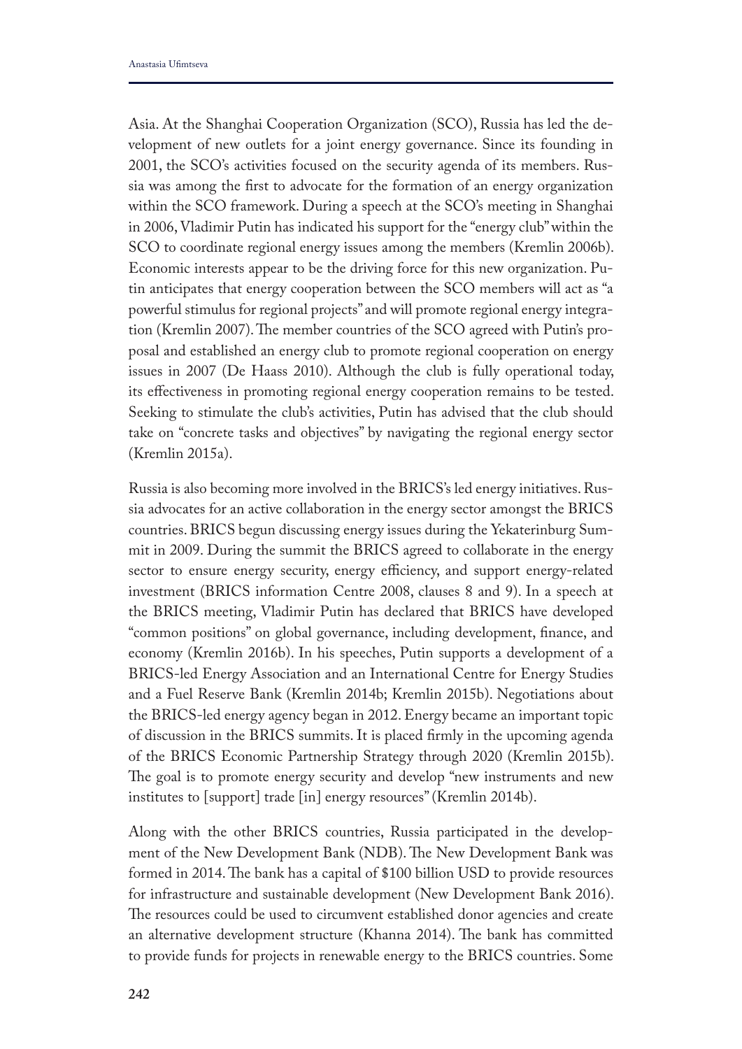Asia. At the Shanghai Cooperation Organization (SCO), Russia has led the development of new outlets for a joint energy governance. Since its founding in 2001, the SCO's activities focused on the security agenda of its members. Russia was among the first to advocate for the formation of an energy organization within the SCO framework. During a speech at the SCO's meeting in Shanghai in 2006, Vladimir Putin has indicated his support for the "energy club" within the SCO to coordinate regional energy issues among the members (Kremlin 2006b). Economic interests appear to be the driving force for this new organization. Putin anticipates that energy cooperation between the SCO members will act as "a powerful stimulus for regional projects" and will promote regional energy integration (Kremlin 2007). The member countries of the SCO agreed with Putin's proposal and established an energy club to promote regional cooperation on energy issues in 2007 (De Haass 2010). Although the club is fully operational today, its effectiveness in promoting regional energy cooperation remains to be tested. Seeking to stimulate the club's activities, Putin has advised that the club should take on "concrete tasks and objectives" by navigating the regional energy sector (Kremlin 2015a).

Russia is also becoming more involved in the BRICS's led energy initiatives. Russia advocates for an active collaboration in the energy sector amongst the BRICS countries. BRICS begun discussing energy issues during the Yekaterinburg Summit in 2009. During the summit the BRICS agreed to collaborate in the energy sector to ensure energy security, energy efficiency, and support energy-related investment (BRICS information Centre 2008, clauses 8 and 9). In a speech at the BRICS meeting, Vladimir Putin has declared that BRICS have developed "common positions" on global governance, including development, finance, and economy (Kremlin 2016b). In his speeches, Putin supports a development of a BRICS-led Energy Association and an International Centre for Energy Studies and a Fuel Reserve Bank (Kremlin 2014b; Kremlin 2015b). Negotiations about the BRICS-led energy agency began in 2012. Energy became an important topic of discussion in the BRICS summits. It is placed firmly in the upcoming agenda of the BRICS Economic Partnership Strategy through 2020 (Kremlin 2015b). The goal is to promote energy security and develop "new instruments and new institutes to [support] trade [in] energy resources" (Kremlin 2014b).

Along with the other BRICS countries, Russia participated in the development of the New Development Bank (NDB). The New Development Bank was formed in 2014. The bank has a capital of $100 billion USD to provide resources for infrastructure and sustainable development (New Development Bank 2016). The resources could be used to circumvent established donor agencies and create an alternative development structure (Khanna 2014). The bank has committed to provide funds for projects in renewable energy to the BRICS countries. Some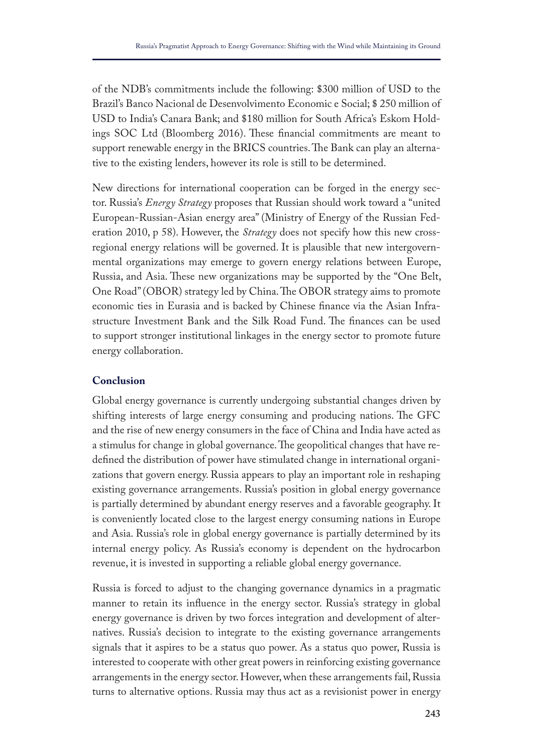of the NDB's commitments include the following: $300 million of USD to the Brazil's Banco Nacional de Desenvolvimento Economic e Social; $ 250 million of USD to India's Canara Bank; and $180 million for South Africa's Eskom Holdings SOC Ltd (Bloomberg 2016). These financial commitments are meant to support renewable energy in the BRICS countries. The Bank can play an alternative to the existing lenders, however its role is still to be determined.

New directions for international cooperation can be forged in the energy sector. Russia's *Energy Strategy* proposes that Russian should work toward a "united European-Russian-Asian energy area" (Ministry of Energy of the Russian Federation 2010, p 58). However, the *Strategy* does not specify how this new cross-regional energy relations will be governed. It is plausible that new intergovernmental organizations may emerge to govern energy relations between Europe, Russia, and Asia. These new organizations may be supported by the "One Belt, One Road" (OBOR) strategy led by China. The OBOR strategy aims to promote economic ties in Eurasia and is backed by Chinese finance via the Asian Infrastructure Investment Bank and the Silk Road Fund. The finances can be used to support stronger institutional linkages in the energy sector to promote future energy collaboration.

## Conclusion

Global energy governance is currently undergoing substantial changes driven by shifting interests of large energy consuming and producing nations. The GFC and the rise of new energy consumers in the face of China and India have acted as a stimulus for change in global governance. The geopolitical changes that have redefined the distribution of power have stimulated change in international organizations that govern energy. Russia appears to play an important role in reshaping existing governance arrangements. Russia's position in global energy governance is partially determined by abundant energy reserves and a favorable geography. It is conveniently located close to the largest energy consuming nations in Europe and Asia. Russia's role in global energy governance is partially determined by its internal energy policy. As Russia's economy is dependent on the hydrocarbon revenue, it is invested in supporting a reliable global energy governance.

Russia is forced to adjust to the changing governance dynamics in a pragmatic manner to retain its influence in the energy sector. Russia's strategy in global energy governance is driven by two forces integration and development of alternatives. Russia's decision to integrate to the existing governance arrangements signals that it aspires to be a status quo power. As a status quo power, Russia is interested to cooperate with other great powers in reinforcing existing governance arrangements in the energy sector. However, when these arrangements fail, Russia turns to alternative options. Russia may thus act as a revisionist power in energy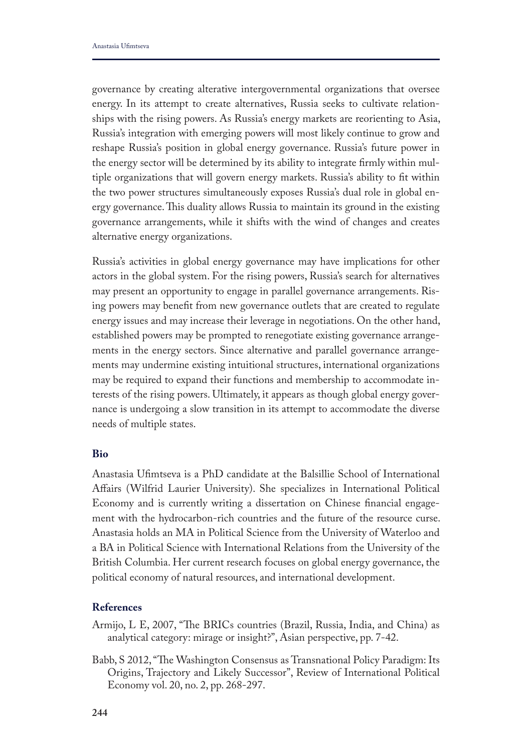governance by creating alterative intergovernmental organizations that oversee energy. In its attempt to create alternatives, Russia seeks to cultivate relationships with the rising powers. As Russia's energy markets are reorienting to Asia, Russia's integration with emerging powers will most likely continue to grow and reshape Russia's position in global energy governance. Russia's future power in the energy sector will be determined by its ability to integrate firmly within multiple organizations that will govern energy markets. Russia's ability to fit within the two power structures simultaneously exposes Russia's dual role in global energy governance. This duality allows Russia to maintain its ground in the existing governance arrangements, while it shifts with the wind of changes and creates alternative energy organizations.

Russia's activities in global energy governance may have implications for other actors in the global system. For the rising powers, Russia's search for alternatives may present an opportunity to engage in parallel governance arrangements. Rising powers may benefit from new governance outlets that are created to regulate energy issues and may increase their leverage in negotiations. On the other hand, established powers may be prompted to renegotiate existing governance arrangements in the energy sectors. Since alternative and parallel governance arrangements may undermine existing intuitional structures, international organizations may be required to expand their functions and membership to accommodate interests of the rising powers. Ultimately, it appears as though global energy governance is undergoing a slow transition in its attempt to accommodate the diverse needs of multiple states.

## Bio

Anastasia Ufimtseva is a PhD candidate at the Balsillie School of International Affairs (Wilfrid Laurier University). She specializes in International Political Economy and is currently writing a dissertation on Chinese financial engagement with the hydrocarbon-rich countries and the future of the resource curse. Anastasia holds an MA in Political Science from the University of Waterloo and a BA in Political Science with International Relations from the University of the British Columbia. Her current research focuses on global energy governance, the political economy of natural resources, and international development.

## References

Armijo, L E, 2007, "The BRICs countries (Brazil, Russia, India, and China) as analytical category: mirage or insight?", Asian perspective, pp. 7-42.

Babb, S 2012, "The Washington Consensus as Transnational Policy Paradigm: Its Origins, Trajectory and Likely Successor", Review of International Political Economy vol. 20, no. 2, pp. 268-297.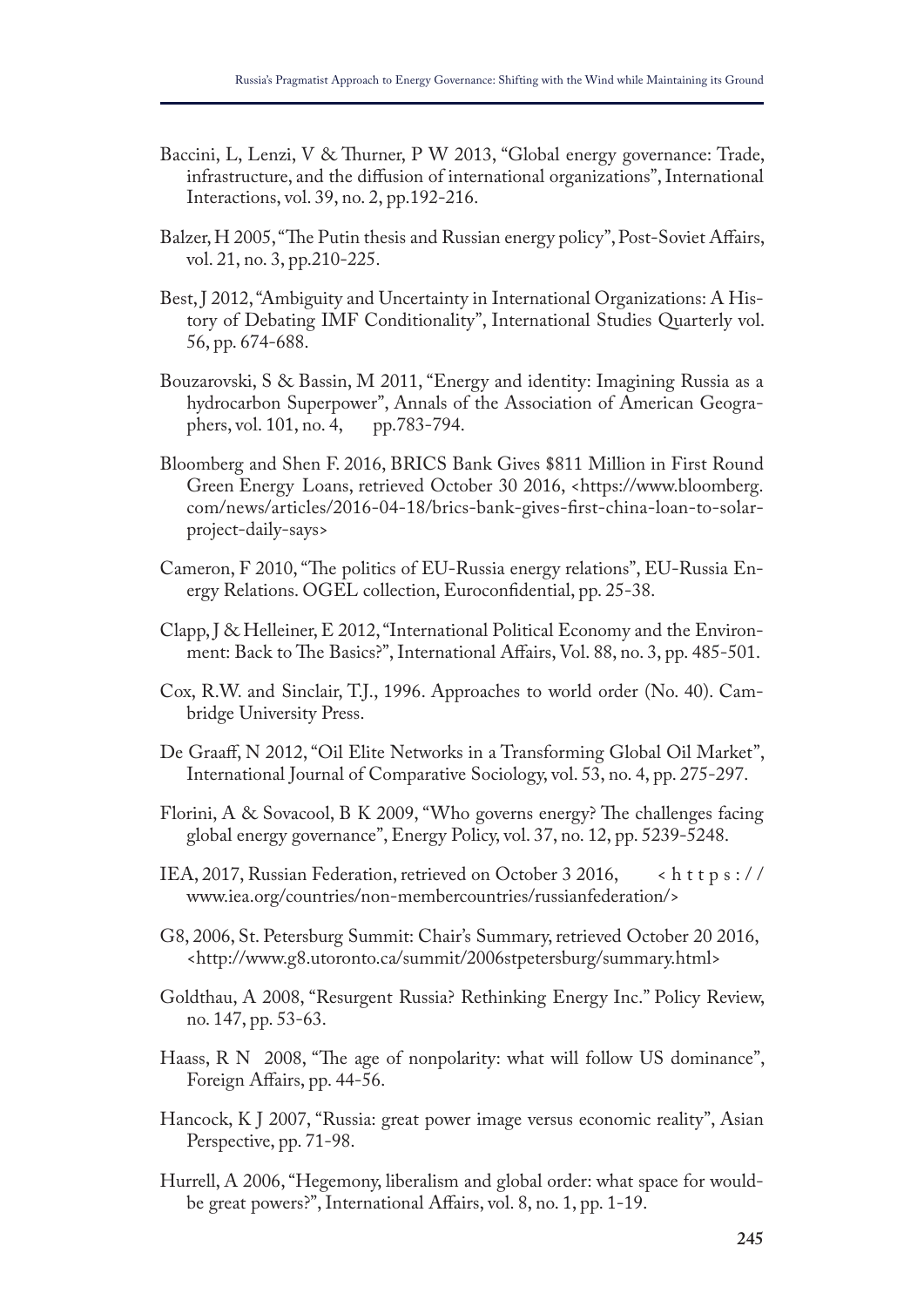Baccini, L, Lenzi, V & Thurner, P W 2013, "Global energy governance: Trade, infrastructure, and the diffusion of international organizations", International Interactions, vol. 39, no. 2, pp.192-216.

Balzer, H 2005, "The Putin thesis and Russian energy policy", Post-Soviet Affairs, vol. 21, no. 3, pp.210-225.

Best, J 2012, "Ambiguity and Uncertainty in International Organizations: A History of Debating IMF Conditionality", International Studies Quarterly vol. 56, pp. 674-688.

Bouzarovski, S & Bassin, M 2011, "Energy and identity: Imagining Russia as a hydrocarbon Superpower", Annals of the Association of American Geographers, vol. 101, no. 4, pp.783-794.

Bloomberg and Shen F. 2016, BRICS Bank Gives $811 Million in First Round Green Energy Loans, retrieved October 30 2016, <https://www.bloomberg.com/news/articles/2016-04-18/brics-bank-gives-first-china-loan-to-solar-project-daily-says>

Cameron, F 2010, "The politics of EU-Russia energy relations", EU-Russia Energy Relations. OGEL collection, Euroconfidential, pp. 25-38.

Clapp, J & Helleiner, E 2012, "International Political Economy and the Environment: Back to The Basics?", International Affairs, Vol. 88, no. 3, pp. 485-501.

Cox, R.W. and Sinclair, T.J., 1996. Approaches to world order (No. 40). Cambridge University Press.

De Graaff, N 2012, "Oil Elite Networks in a Transforming Global Oil Market", International Journal of Comparative Sociology, vol. 53, no. 4, pp. 275-297.

Florini, A & Sovacool, B K 2009, "Who governs energy? The challenges facing global energy governance", Energy Policy, vol. 37, no. 12, pp. 5239-5248.

IEA, 2017, Russian Federation, retrieved on October 3 2016, <https://www.iea.org/countries/non-membercountries/russianfederation/>

G8, 2006, St. Petersburg Summit: Chair's Summary, retrieved October 20 2016, <http://www.g8.utoronto.ca/summit/2006stpetersburg/summary.html>

Goldthau, A 2008, "Resurgent Russia? Rethinking Energy Inc." Policy Review, no. 147, pp. 53-63.

Haass, R N 2008, "The age of nonpolarity: what will follow US dominance", Foreign Affairs, pp. 44-56.

Hancock, K J 2007, "Russia: great power image versus economic reality", Asian Perspective, pp. 71-98.

Hurrell, A 2006, "Hegemony, liberalism and global order: what space for would-be great powers?", International Affairs, vol. 8, no. 1, pp. 1-19.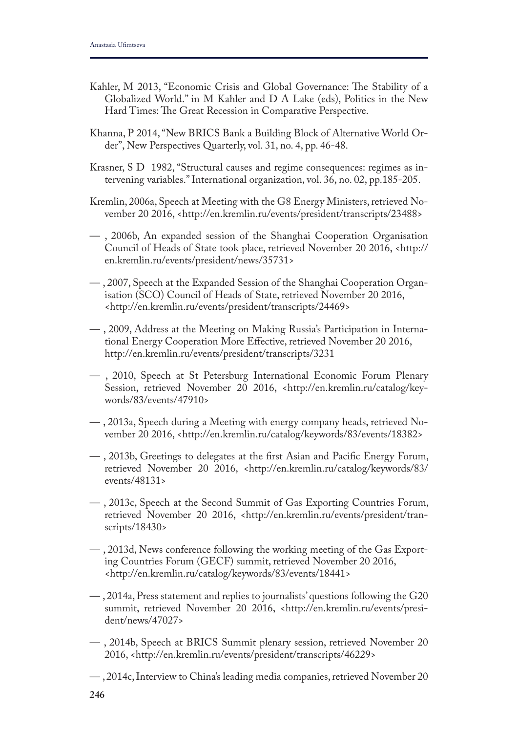Kahler, M 2013, "Economic Crisis and Global Governance: The Stability of a Globalized World." in M Kahler and D A Lake (eds), Politics in the New Hard Times: The Great Recession in Comparative Perspective.

Khanna, P 2014, "New BRICS Bank a Building Block of Alternative World Order", New Perspectives Quarterly, vol. 31, no. 4, pp. 46-48.

Krasner, S D 1982, "Structural causes and regime consequences: regimes as intervening variables." International organization, vol. 36, no. 02, pp.185-205.

Kremlin, 2006a, Speech at Meeting with the G8 Energy Ministers, retrieved November 20 2016, <http://en.kremlin.ru/events/president/transcripts/23488>

— , 2006b, An expanded session of the Shanghai Cooperation Organisation Council of Heads of State took place, retrieved November 20 2016, <http://en.kremlin.ru/events/president/news/35731>

— , 2007, Speech at the Expanded Session of the Shanghai Cooperation Organisation (SCO) Council of Heads of State, retrieved November 20 2016, <http://en.kremlin.ru/events/president/transcripts/24469>

— , 2009, Address at the Meeting on Making Russia's Participation in International Energy Cooperation More Effective, retrieved November 20 2016, http://en.kremlin.ru/events/president/transcripts/3231

— , 2010, Speech at St Petersburg International Economic Forum Plenary Session, retrieved November 20 2016, <http://en.kremlin.ru/catalog/keywords/83/events/47910>

— , 2013a, Speech during a Meeting with energy company heads, retrieved November 20 2016, <http://en.kremlin.ru/catalog/keywords/83/events/18382>

— , 2013b, Greetings to delegates at the first Asian and Pacific Energy Forum, retrieved November 20 2016, <http://en.kremlin.ru/catalog/keywords/83/events/48131>

— , 2013c, Speech at the Second Summit of Gas Exporting Countries Forum, retrieved November 20 2016, <http://en.kremlin.ru/events/president/transcripts/18430>

— , 2013d, News conference following the working meeting of the Gas Exporting Countries Forum (GECF) summit, retrieved November 20 2016, <http://en.kremlin.ru/catalog/keywords/83/events/18441>

— , 2014a, Press statement and replies to journalists' questions following the G20 summit, retrieved November 20 2016, <http://en.kremlin.ru/events/president/news/47027>

— , 2014b, Speech at BRICS Summit plenary session, retrieved November 20 2016, <http://en.kremlin.ru/events/president/transcripts/46229>

— , 2014c, Interview to China's leading media companies, retrieved November 20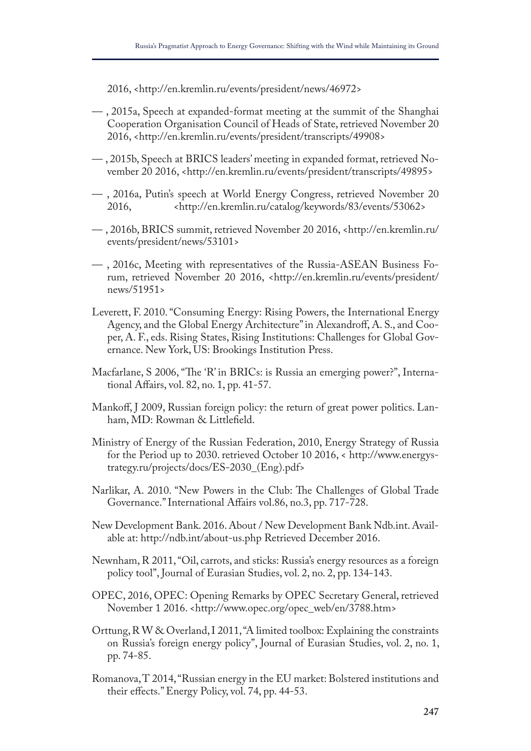2016, <http://en.kremlin.ru/events/president/news/46972>

— , 2015a, Speech at expanded-format meeting at the summit of the Shanghai Cooperation Organisation Council of Heads of State, retrieved November 20 2016, <http://en.kremlin.ru/events/president/transcripts/49908>

— , 2015b, Speech at BRICS leaders' meeting in expanded format, retrieved November 20 2016, <http://en.kremlin.ru/events/president/transcripts/49895>

— , 2016a, Putin's speech at World Energy Congress, retrieved November 20 2016, <http://en.kremlin.ru/catalog/keywords/83/events/53062>

— , 2016b, BRICS summit, retrieved November 20 2016, <http://en.kremlin.ru/events/president/news/53101>

— , 2016c, Meeting with representatives of the Russia-ASEAN Business Forum, retrieved November 20 2016, <http://en.kremlin.ru/events/president/news/51951>

Leverett, F. 2010. "Consuming Energy: Rising Powers, the International Energy Agency, and the Global Energy Architecture" in Alexandroff, A. S., and Cooper, A. F., eds. Rising States, Rising Institutions: Challenges for Global Governance. New York, US: Brookings Institution Press.

Macfarlane, S 2006, "The 'R' in BRICs: is Russia an emerging power?", International Affairs, vol. 82, no. 1, pp. 41-57.

Mankoff, J 2009, Russian foreign policy: the return of great power politics. Lanham, MD: Rowman & Littlefield.

Ministry of Energy of the Russian Federation, 2010, Energy Strategy of Russia for the Period up to 2030. retrieved October 10 2016, < http://www.energystrategy.ru/projects/docs/ES-2030_(Eng).pdf>

Narlikar, A. 2010. "New Powers in the Club: The Challenges of Global Trade Governance." International Affairs vol.86, no.3, pp. 717-728.

New Development Bank. 2016. About / New Development Bank Ndb.int. Available at: http://ndb.int/about-us.php Retrieved December 2016.

Newnham, R 2011, "Oil, carrots, and sticks: Russia's energy resources as a foreign policy tool", Journal of Eurasian Studies, vol. 2, no. 2, pp. 134-143.

OPEC, 2016, OPEC: Opening Remarks by OPEC Secretary General, retrieved November 1 2016. <http://www.opec.org/opec_web/en/3788.htm>

Orttung, R W & Overland, I 2011, "A limited toolbox: Explaining the constraints on Russia's foreign energy policy", Journal of Eurasian Studies, vol. 2, no. 1, pp. 74-85.

Romanova, T 2014, "Russian energy in the EU market: Bolstered institutions and their effects." Energy Policy, vol. 74, pp. 44-53.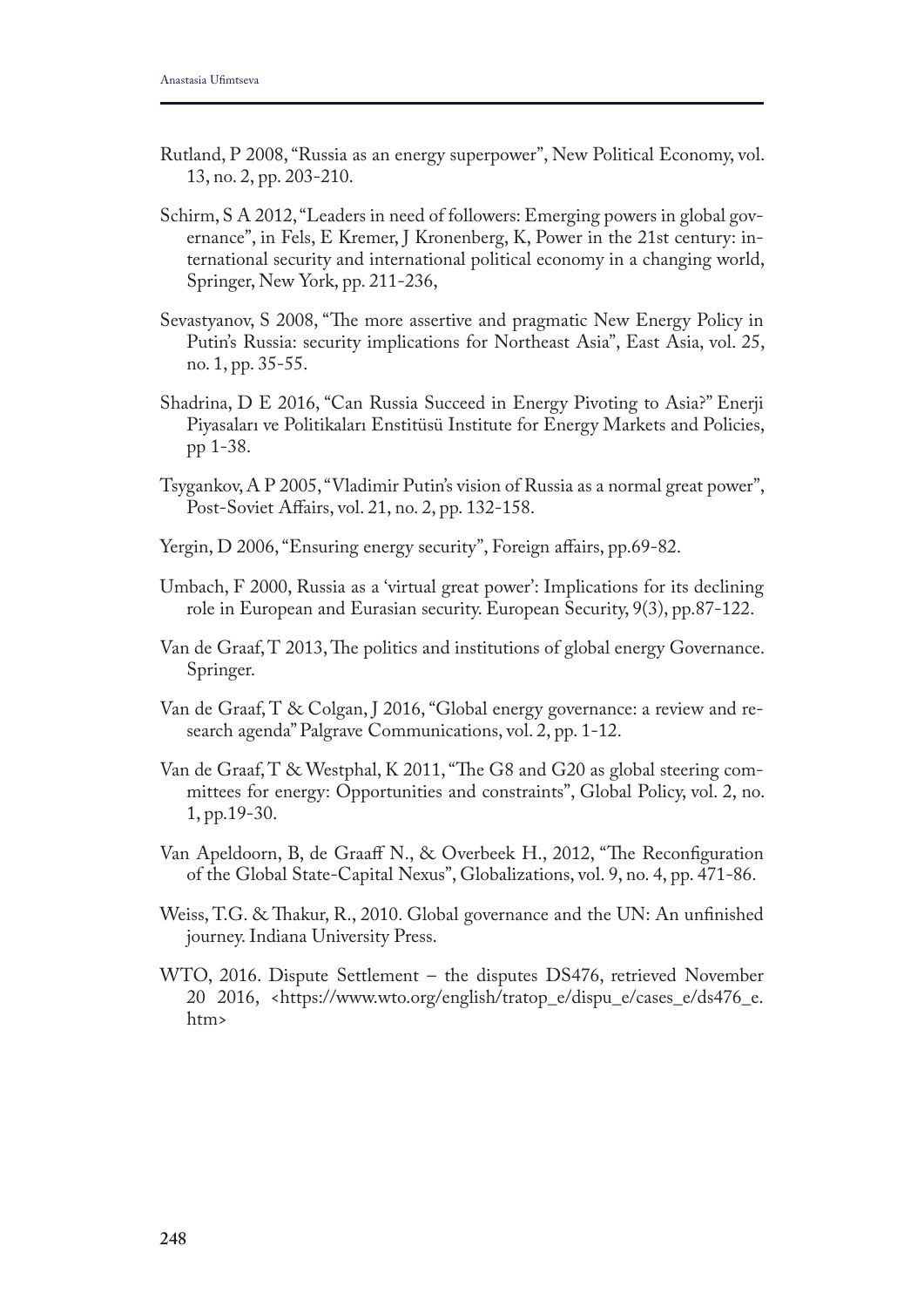Rutland, P 2008, "Russia as an energy superpower", New Political Economy, vol. 13, no. 2, pp. 203-210.

Schirm, S A 2012, "Leaders in need of followers: Emerging powers in global governance", in Fels, E Kremer, J Kronenberg, K, Power in the 21st century: international security and international political economy in a changing world, Springer, New York, pp. 211-236,

Sevastyanov, S 2008, "The more assertive and pragmatic New Energy Policy in Putin's Russia: security implications for Northeast Asia", East Asia, vol. 25, no. 1, pp. 35-55.

Shadrina, D E 2016, "Can Russia Succeed in Energy Pivoting to Asia?" Enerji Piyasaları ve Politikaları Enstitüsü Institute for Energy Markets and Policies, pp 1-38.

Tsygankov, A P 2005, "Vladimir Putin's vision of Russia as a normal great power", Post-Soviet Affairs, vol. 21, no. 2, pp. 132-158.

Yergin, D 2006, "Ensuring energy security", Foreign affairs, pp.69-82.

Umbach, F 2000, Russia as a 'virtual great power': Implications for its declining role in European and Eurasian security. European Security, 9(3), pp.87-122.

Van de Graaf, T 2013, The politics and institutions of global energy Governance. Springer.

Van de Graaf, T & Colgan, J 2016, "Global energy governance: a review and research agenda" Palgrave Communications, vol. 2, pp. 1-12.

Van de Graaf, T & Westphal, K 2011, "The G8 and G20 as global steering committees for energy: Opportunities and constraints", Global Policy, vol. 2, no. 1, pp.19-30.

Van Apeldoorn, B, de Graaff N., & Overbeek H., 2012, "The Reconfiguration of the Global State-Capital Nexus", Globalizations, vol. 9, no. 4, pp. 471-86.

Weiss, T.G. & Thakur, R., 2010. Global governance and the UN: An unfinished journey. Indiana University Press.

WTO, 2016. Dispute Settlement – the disputes DS476, retrieved November 20 2016, <https://www.wto.org/english/tratop_e/dispu_e/cases_e/ds476_e.htm>